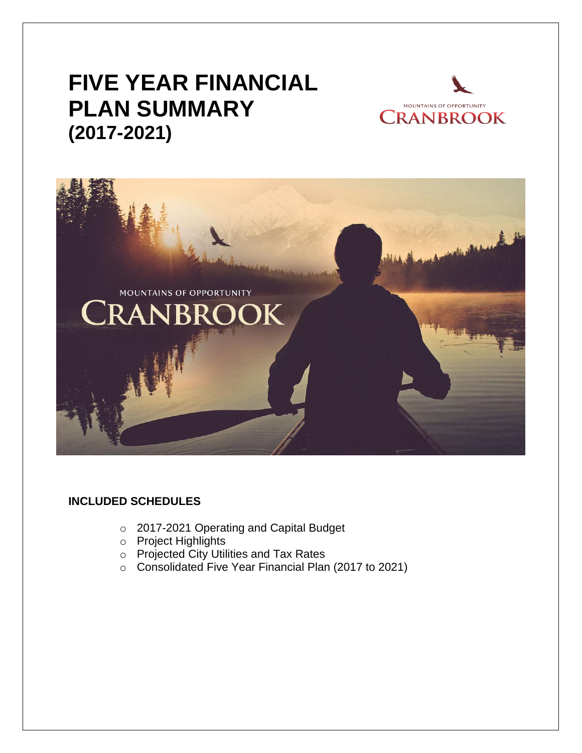# FIVE YEAR FINANCIAL PLAN SUMMARY (2017-2021)

MOUNTAINS OF OPPORTUNITY
CRANBROOK

### INCLUDED SCHEDULES

- 2017-2021 Operating and Capital Budget
- Project Highlights
- Projected City Utilities and Tax Rates
- Consolidated Five Year Financial Plan (2017 to 2021)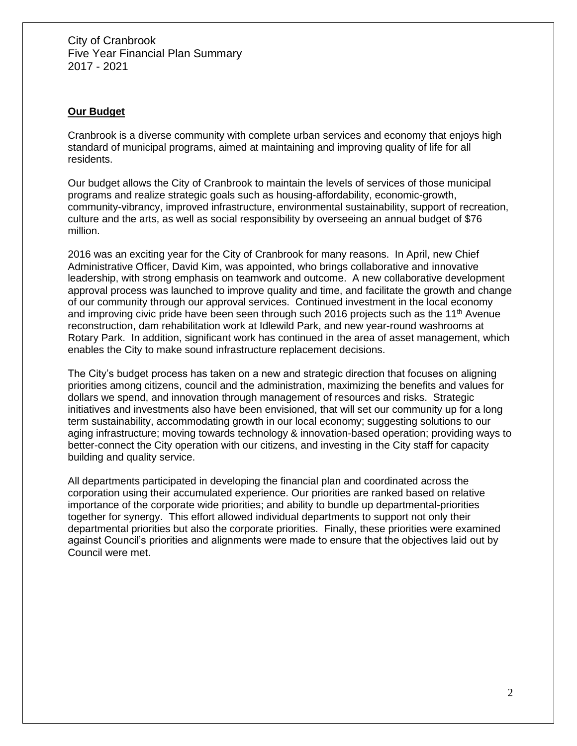City of Cranbrook
Five Year Financial Plan Summary
2017 - 2021

## **Our Budget**

Cranbrook is a diverse community with complete urban services and economy that enjoys high standard of municipal programs, aimed at maintaining and improving quality of life for all residents.

Our budget allows the City of Cranbrook to maintain the levels of services of those municipal programs and realize strategic goals such as housing-affordability, economic-growth, community-vibrancy, improved infrastructure, environmental sustainability, support of recreation, culture and the arts, as well as social responsibility by overseeing an annual budget of $76 million.

2016 was an exciting year for the City of Cranbrook for many reasons. In April, new Chief Administrative Officer, David Kim, was appointed, who brings collaborative and innovative leadership, with strong emphasis on teamwork and outcome. A new collaborative development approval process was launched to improve quality and time, and facilitate the growth and change of our community through our approval services. Continued investment in the local economy and improving civic pride have been seen through such 2016 projects such as the 11th Avenue reconstruction, dam rehabilitation work at Idlewild Park, and new year-round washrooms at Rotary Park. In addition, significant work has continued in the area of asset management, which enables the City to make sound infrastructure replacement decisions.

The City's budget process has taken on a new and strategic direction that focuses on aligning priorities among citizens, council and the administration, maximizing the benefits and values for dollars we spend, and innovation through management of resources and risks. Strategic initiatives and investments also have been envisioned, that will set our community up for a long term sustainability, accommodating growth in our local economy; suggesting solutions to our aging infrastructure; moving towards technology & innovation-based operation; providing ways to better-connect the City operation with our citizens, and investing in the City staff for capacity building and quality service.

All departments participated in developing the financial plan and coordinated across the corporation using their accumulated experience. Our priorities are ranked based on relative importance of the corporate wide priorities; and ability to bundle up departmental-priorities together for synergy. This effort allowed individual departments to support not only their departmental priorities but also the corporate priorities. Finally, these priorities were examined against Council's priorities and alignments were made to ensure that the objectives laid out by Council were met.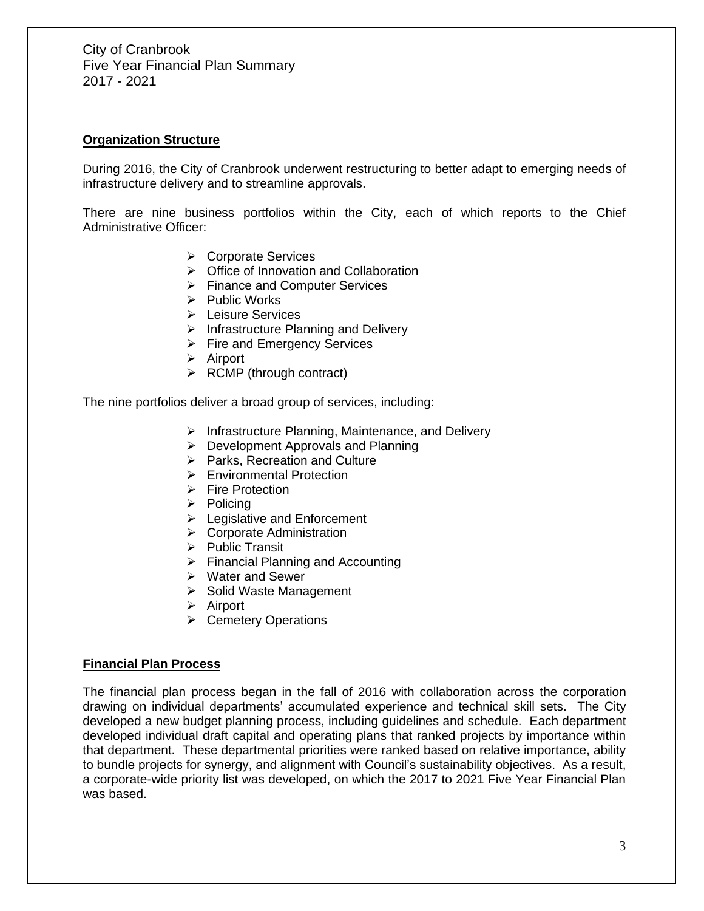City of Cranbrook
Five Year Financial Plan Summary
2017 - 2021

## Organization Structure

During 2016, the City of Cranbrook underwent restructuring to better adapt to emerging needs of infrastructure delivery and to streamline approvals.

There are nine business portfolios within the City, each of which reports to the Chief Administrative Officer:

- Corporate Services
- Office of Innovation and Collaboration
- Finance and Computer Services
- Public Works
- Leisure Services
- Infrastructure Planning and Delivery
- Fire and Emergency Services
- Airport
- RCMP (through contract)

The nine portfolios deliver a broad group of services, including:

- Infrastructure Planning, Maintenance, and Delivery
- Development Approvals and Planning
- Parks, Recreation and Culture
- Environmental Protection
- Fire Protection
- Policing
- Legislative and Enforcement
- Corporate Administration
- Public Transit
- Financial Planning and Accounting
- Water and Sewer
- Solid Waste Management
- Airport
- Cemetery Operations

## Financial Plan Process

The financial plan process began in the fall of 2016 with collaboration across the corporation drawing on individual departments' accumulated experience and technical skill sets. The City developed a new budget planning process, including guidelines and schedule. Each department developed individual draft capital and operating plans that ranked projects by importance within that department. These departmental priorities were ranked based on relative importance, ability to bundle projects for synergy, and alignment with Council's sustainability objectives. As a result, a corporate-wide priority list was developed, on which the 2017 to 2021 Five Year Financial Plan was based.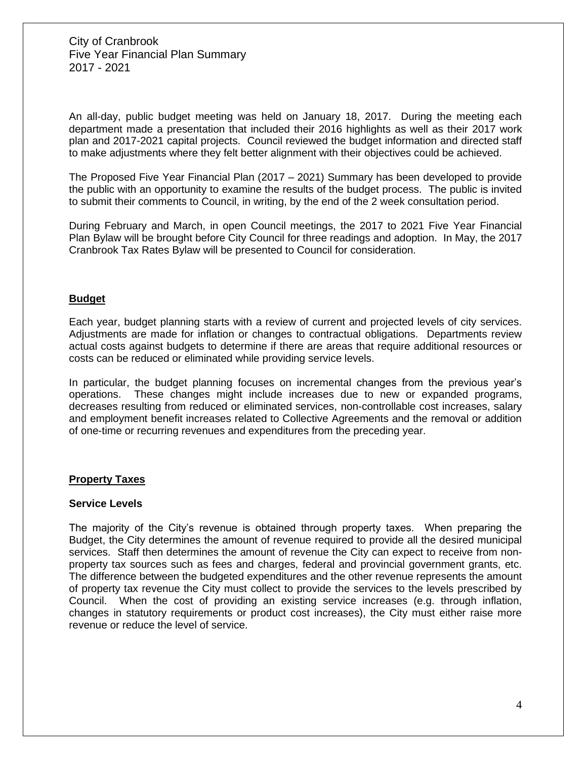City of Cranbrook
Five Year Financial Plan Summary
2017 - 2021

An all-day, public budget meeting was held on January 18, 2017. During the meeting each department made a presentation that included their 2016 highlights as well as their 2017 work plan and 2017-2021 capital projects. Council reviewed the budget information and directed staff to make adjustments where they felt better alignment with their objectives could be achieved.

The Proposed Five Year Financial Plan (2017 – 2021) Summary has been developed to provide the public with an opportunity to examine the results of the budget process. The public is invited to submit their comments to Council, in writing, by the end of the 2 week consultation period.

During February and March, in open Council meetings, the 2017 to 2021 Five Year Financial Plan Bylaw will be brought before City Council for three readings and adoption. In May, the 2017 Cranbrook Tax Rates Bylaw will be presented to Council for consideration.

## Budget

Each year, budget planning starts with a review of current and projected levels of city services. Adjustments are made for inflation or changes to contractual obligations. Departments review actual costs against budgets to determine if there are areas that require additional resources or costs can be reduced or eliminated while providing service levels.

In particular, the budget planning focuses on incremental changes from the previous year's operations. These changes might include increases due to new or expanded programs, decreases resulting from reduced or eliminated services, non-controllable cost increases, salary and employment benefit increases related to Collective Agreements and the removal or addition of one-time or recurring revenues and expenditures from the preceding year.

## Property Taxes

### Service Levels

The majority of the City's revenue is obtained through property taxes. When preparing the Budget, the City determines the amount of revenue required to provide all the desired municipal services. Staff then determines the amount of revenue the City can expect to receive from non-property tax sources such as fees and charges, federal and provincial government grants, etc. The difference between the budgeted expenditures and the other revenue represents the amount of property tax revenue the City must collect to provide the services to the levels prescribed by Council. When the cost of providing an existing service increases (e.g. through inflation, changes in statutory requirements or product cost increases), the City must either raise more revenue or reduce the level of service.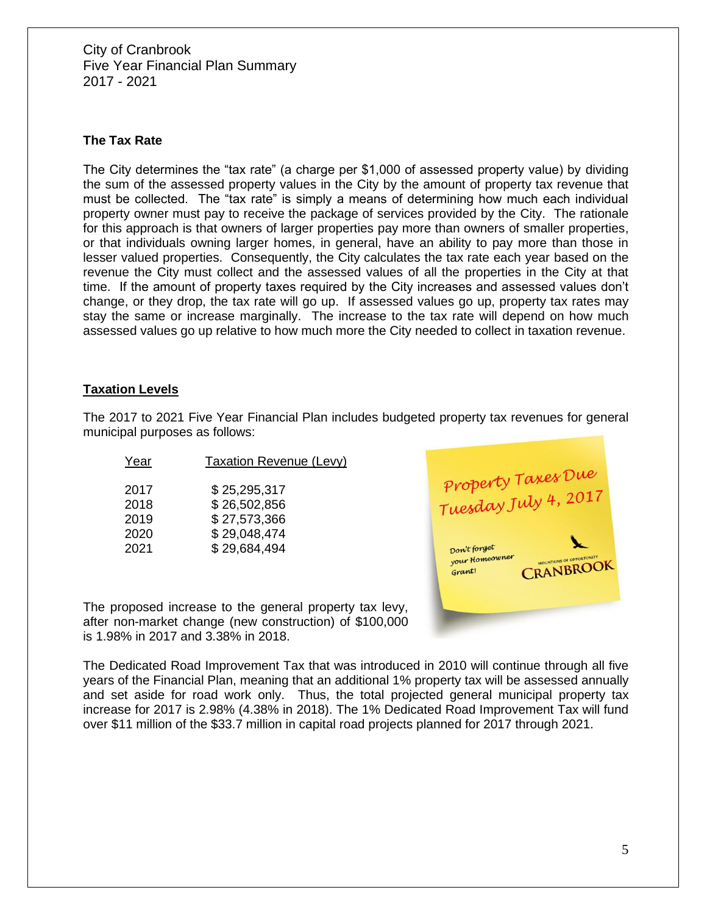City of Cranbrook
Five Year Financial Plan Summary
2017 - 2021

### The Tax Rate

The City determines the "tax rate" (a charge per $1,000 of assessed property value) by dividing the sum of the assessed property values in the City by the amount of property tax revenue that must be collected. The "tax rate" is simply a means of determining how much each individual property owner must pay to receive the package of services provided by the City. The rationale for this approach is that owners of larger properties pay more than owners of smaller properties, or that individuals owning larger homes, in general, have an ability to pay more than those in lesser valued properties. Consequently, the City calculates the tax rate each year based on the revenue the City must collect and the assessed values of all the properties in the City at that time. If the amount of property taxes required by the City increases and assessed values don't change, or they drop, the tax rate will go up. If assessed values go up, property tax rates may stay the same or increase marginally. The increase to the tax rate will depend on how much assessed values go up relative to how much more the City needed to collect in taxation revenue.

### Taxation Levels

The 2017 to 2021 Five Year Financial Plan includes budgeted property tax revenues for general municipal purposes as follows:

| Year | Taxation Revenue (Levy) |
|---|---|
| 2017 | $ 25,295,317 |
| 2018 | $ 26,502,856 |
| 2019 | $ 27,573,366 |
| 2020 | $ 29,048,474 |
| 2021 | $ 29,684,494 |

Property Taxes Due Tuesday July 4, 2017

Don't forget your Homeowner Grant!

MOUNTAINS OF OPPORTUNITY CRANBROOK

The proposed increase to the general property tax levy, after non-market change (new construction) of $100,000 is 1.98% in 2017 and 3.38% in 2018.

The Dedicated Road Improvement Tax that was introduced in 2010 will continue through all five years of the Financial Plan, meaning that an additional 1% property tax will be assessed annually and set aside for road work only. Thus, the total projected general municipal property tax increase for 2017 is 2.98% (4.38% in 2018). The 1% Dedicated Road Improvement Tax will fund over $11 million of the $33.7 million in capital road projects planned for 2017 through 2021.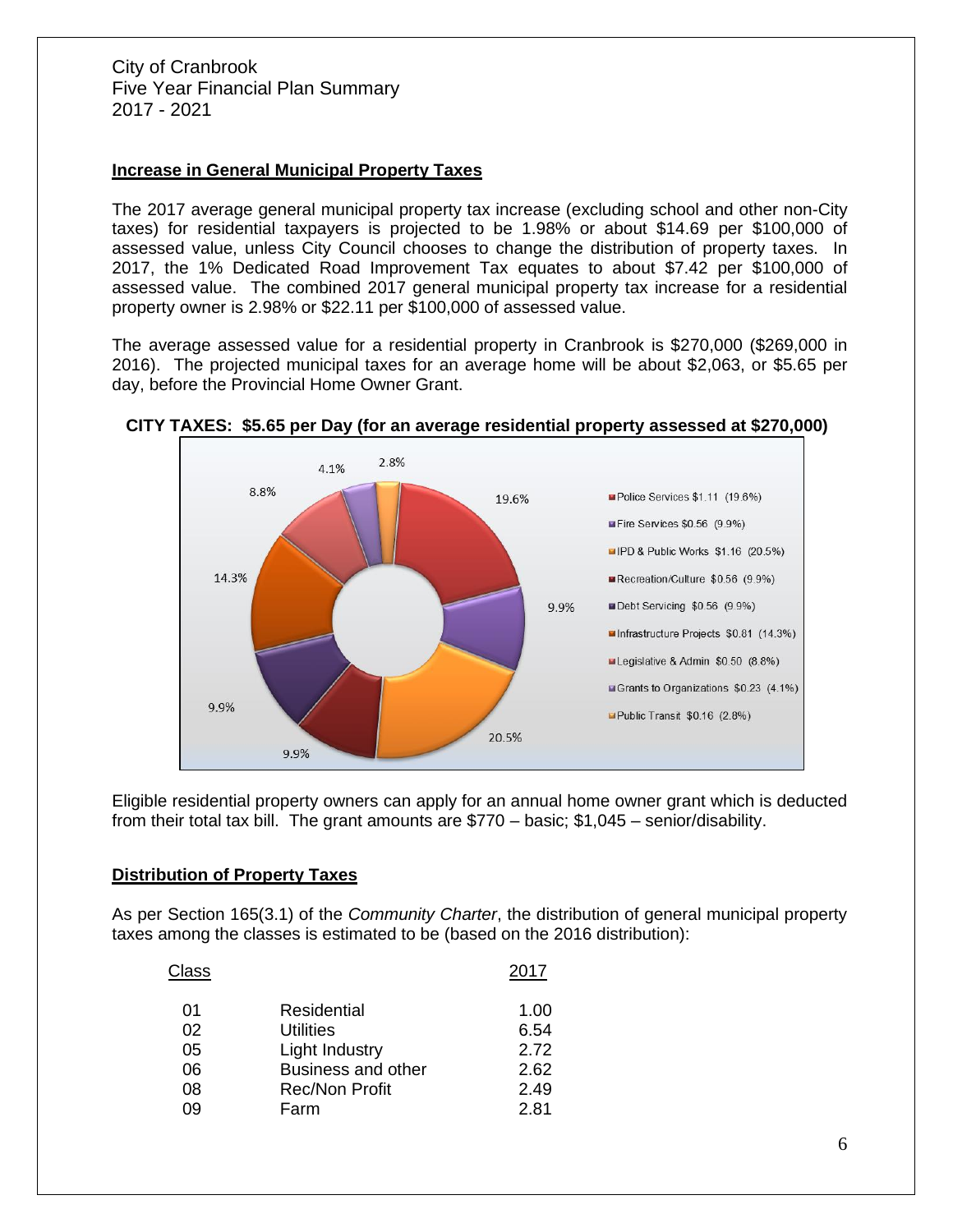City of Cranbrook
Five Year Financial Plan Summary
2017 - 2021

## Increase in General Municipal Property Taxes

The 2017 average general municipal property tax increase (excluding school and other non-City taxes) for residential taxpayers is projected to be 1.98% or about $14.69 per $100,000 of assessed value, unless City Council chooses to change the distribution of property taxes. In 2017, the 1% Dedicated Road Improvement Tax equates to about $7.42 per $100,000 of assessed value. The combined 2017 general municipal property tax increase for a residential property owner is 2.98% or $22.11 per $100,000 of assessed value.

The average assessed value for a residential property in Cranbrook is $270,000 ($269,000 in 2016). The projected municipal taxes for an average home will be about $2,063, or $5.65 per day, before the Provincial Home Owner Grant.

**CITY TAXES: $5.65 per Day (for an average residential property assessed at $270,000)**

- Police Services $1.11 (19.6%)
- Fire Services $0.56 (9.9%)
- IPD & Public Works $1.16 (20.5%)
- Recreation/Culture $0.56 (9.9%)
- Debt Servicing $0.56 (9.9%)
- Infrastructure Projects $0.81 (14.3%)
- Legislative & Admin $0.50 (8.8%)
- Grants to Organizations $0.23 (4.1%)
- Public Transit $0.16 (2.8%)

Eligible residential property owners can apply for an annual home owner grant which is deducted from their total tax bill. The grant amounts are $770 – basic; $1,045 – senior/disability.

## Distribution of Property Taxes

As per Section 165(3.1) of the *Community Charter*, the distribution of general municipal property taxes among the classes is estimated to be (based on the 2016 distribution):

| Class | | 2017 |
|---|---|---|
| 01 | Residential | 1.00 |
| 02 | Utilities | 6.54 |
| 05 | Light Industry | 2.72 |
| 06 | Business and other | 2.62 |
| 08 | Rec/Non Profit | 2.49 |
| 09 | Farm | 2.81 |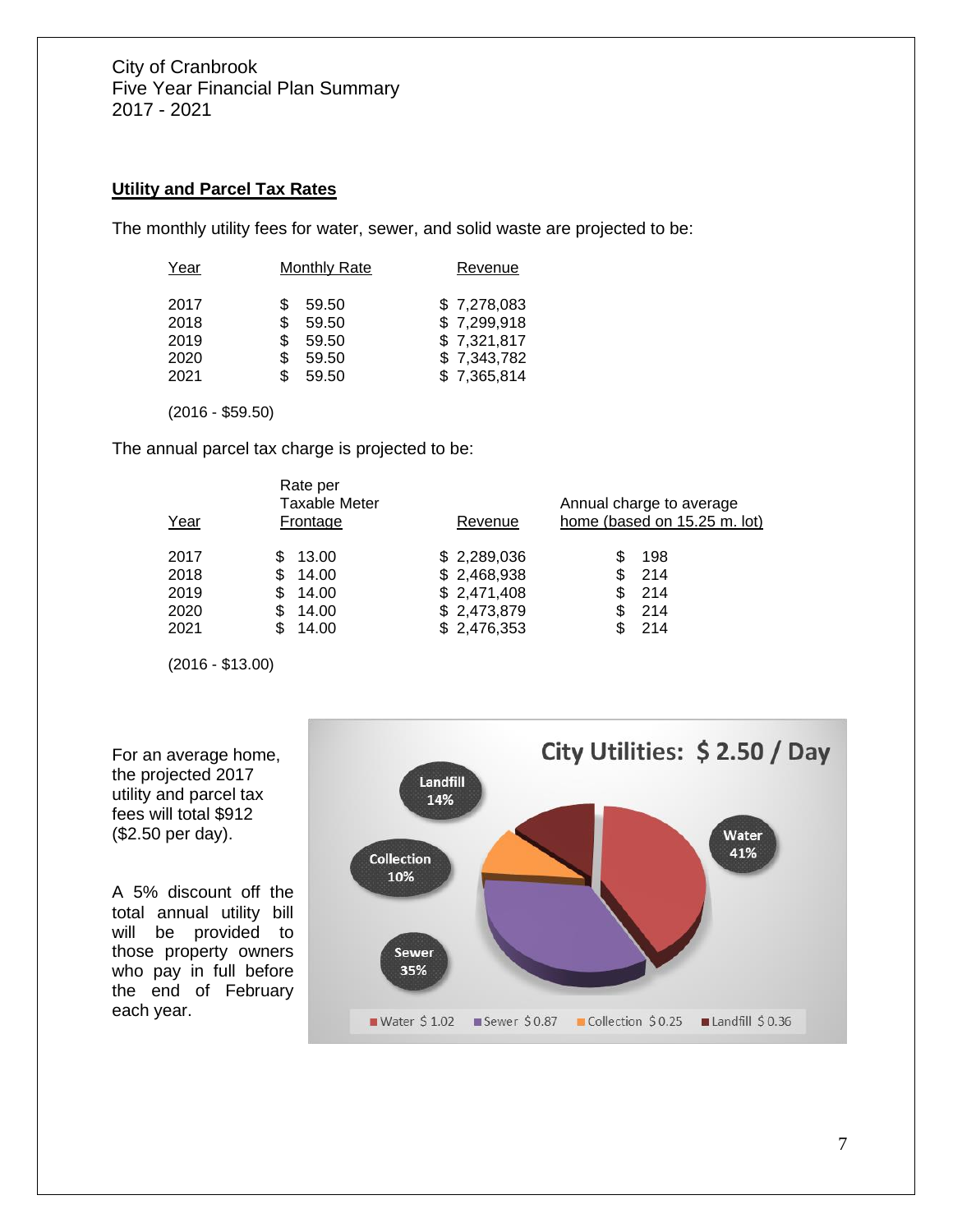## Utility and Parcel Tax Rates

The monthly utility fees for water, sewer, and solid waste are projected to be:

| Year | Monthly Rate | Revenue |
|---|---|---|
| 2017 | $ 59.50 | $ 7,278,083 |
| 2018 | $ 59.50 | $ 7,299,918 |
| 2019 | $ 59.50 | $ 7,321,817 |
| 2020 | $ 59.50 | $ 7,343,782 |
| 2021 | $ 59.50 | $ 7,365,814 |

(2016 - $59.50)

The annual parcel tax charge is projected to be:

| Year | Rate per Taxable Meter Frontage | Revenue | Annual charge to average home (based on 15.25 m. lot) |
|---|---|---|---|
| 2017 | $ 13.00 | $ 2,289,036 | $ 198 |
| 2018 | $ 14.00 | $ 2,468,938 | $ 214 |
| 2019 | $ 14.00 | $ 2,471,408 | $ 214 |
| 2020 | $ 14.00 | $ 2,473,879 | $ 214 |
| 2021 | $ 14.00 | $ 2,476,353 | $ 214 |

(2016 - $13.00)

For an average home, the projected 2017 utility and parcel tax fees will total $912 ($2.50 per day).

A 5% discount off the total annual utility bill will be provided to those property owners who pay in full before the end of February each year.

**City Utilities: $ 2.50 / Day**

- Water 41% — Water $ 1.02
- Sewer 35% — Sewer $ 0.87
- Collection 10% — Collection $ 0.25
- Landfill 14% — Landfill $ 0.36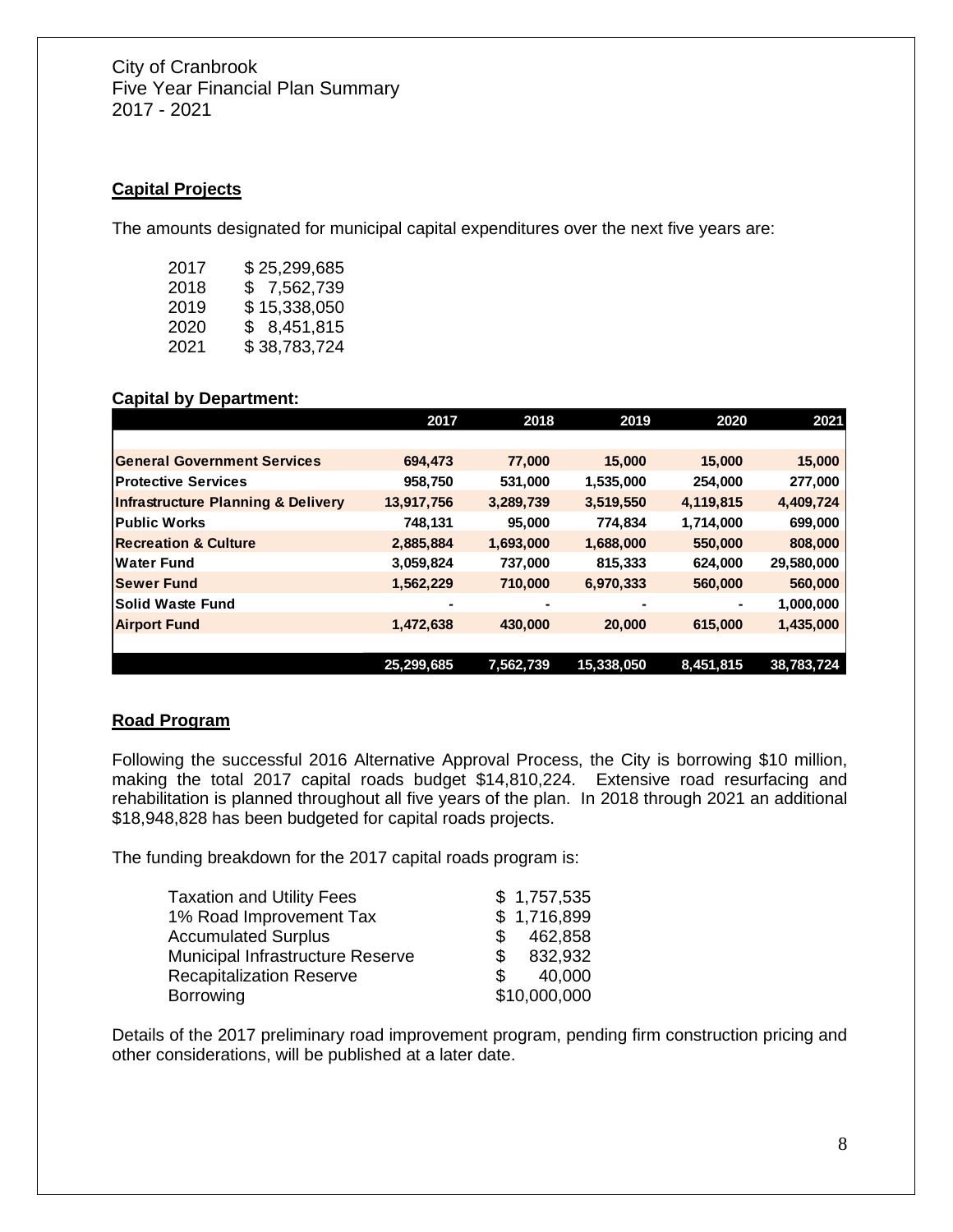City of Cranbrook
Five Year Financial Plan Summary
2017 - 2021

## Capital Projects

The amounts designated for municipal capital expenditures over the next five years are:

| | |
|---|---|
| 2017 | $ 25,299,685 |
| 2018 | $ 7,562,739 |
| 2019 | $ 15,338,050 |
| 2020 | $ 8,451,815 |
| 2021 | $ 38,783,724 |

**Capital by Department:**

| | 2017 | 2018 | 2019 | 2020 | 2021 |
|---|---|---|---|---|---|
| **General Government Services** | 694,473 | 77,000 | 15,000 | 15,000 | 15,000 |
| **Protective Services** | 958,750 | 531,000 | 1,535,000 | 254,000 | 277,000 |
| **Infrastructure Planning & Delivery** | 13,917,756 | 3,289,739 | 3,519,550 | 4,119,815 | 4,409,724 |
| **Public Works** | 748,131 | 95,000 | 774,834 | 1,714,000 | 699,000 |
| **Recreation & Culture** | 2,885,884 | 1,693,000 | 1,688,000 | 550,000 | 808,000 |
| **Water Fund** | 3,059,824 | 737,000 | 815,333 | 624,000 | 29,580,000 |
| **Sewer Fund** | 1,562,229 | 710,000 | 6,970,333 | 560,000 | 560,000 |
| **Solid Waste Fund** | - | - | - | - | 1,000,000 |
| **Airport Fund** | 1,472,638 | 430,000 | 20,000 | 615,000 | 1,435,000 |
| | **25,299,685** | **7,562,739** | **15,338,050** | **8,451,815** | **38,783,724** |

## Road Program

Following the successful 2016 Alternative Approval Process, the City is borrowing $10 million, making the total 2017 capital roads budget $14,810,224. Extensive road resurfacing and rehabilitation is planned throughout all five years of the plan. In 2018 through 2021 an additional $18,948,828 has been budgeted for capital roads projects.

The funding breakdown for the 2017 capital roads program is:

| | |
|---|---|
| Taxation and Utility Fees | $ 1,757,535 |
| 1% Road Improvement Tax | $ 1,716,899 |
| Accumulated Surplus | $ 462,858 |
| Municipal Infrastructure Reserve | $ 832,932 |
| Recapitalization Reserve | $ 40,000 |
| Borrowing | $10,000,000 |

Details of the 2017 preliminary road improvement program, pending firm construction pricing and other considerations, will be published at a later date.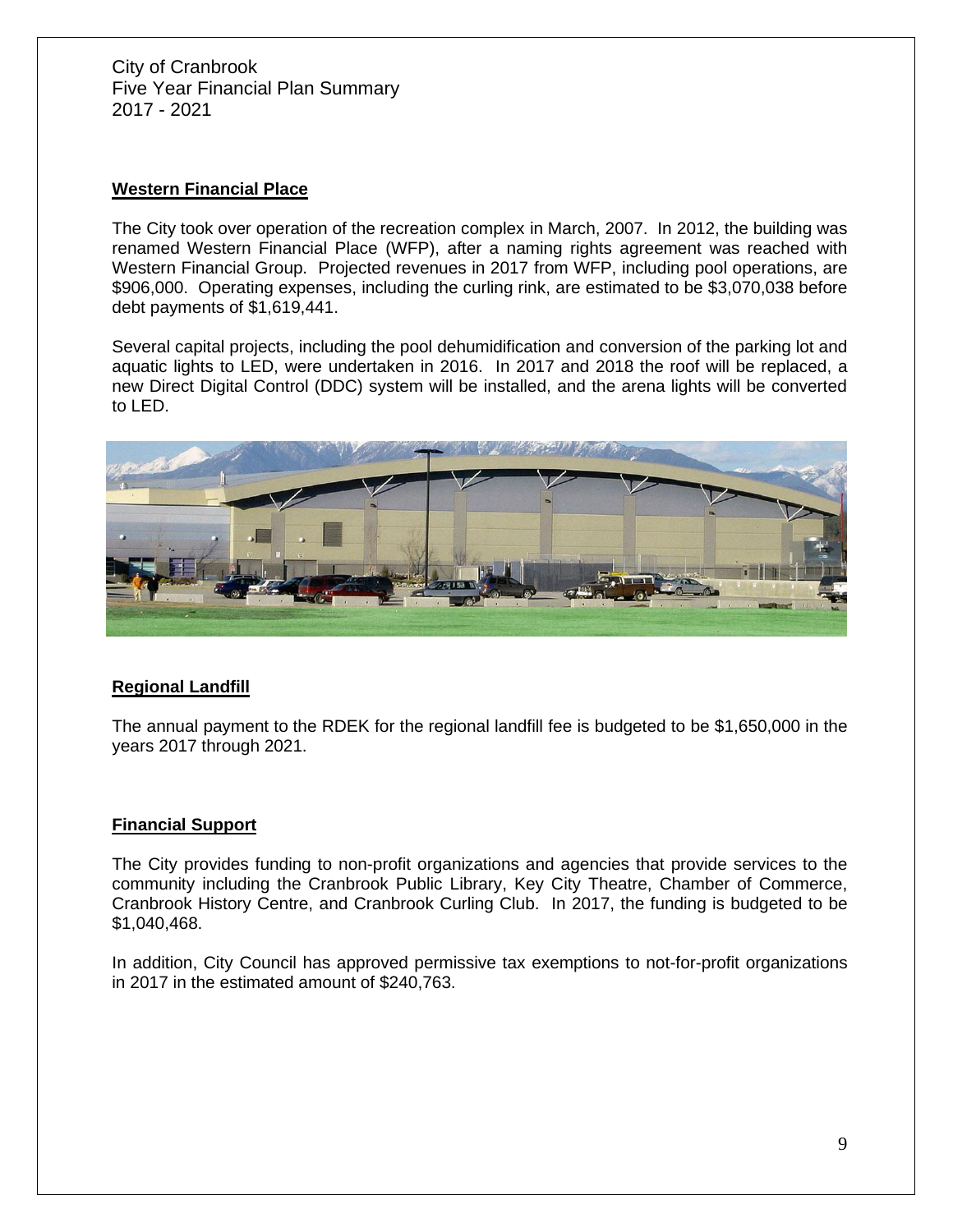City of Cranbrook
Five Year Financial Plan Summary
2017 - 2021

## Western Financial Place

The City took over operation of the recreation complex in March, 2007. In 2012, the building was renamed Western Financial Place (WFP), after a naming rights agreement was reached with Western Financial Group. Projected revenues in 2017 from WFP, including pool operations, are $906,000. Operating expenses, including the curling rink, are estimated to be $3,070,038 before debt payments of $1,619,441.

Several capital projects, including the pool dehumidification and conversion of the parking lot and aquatic lights to LED, were undertaken in 2016. In 2017 and 2018 the roof will be replaced, a new Direct Digital Control (DDC) system will be installed, and the arena lights will be converted to LED.

## Regional Landfill

The annual payment to the RDEK for the regional landfill fee is budgeted to be $1,650,000 in the years 2017 through 2021.

## Financial Support

The City provides funding to non-profit organizations and agencies that provide services to the community including the Cranbrook Public Library, Key City Theatre, Chamber of Commerce, Cranbrook History Centre, and Cranbrook Curling Club. In 2017, the funding is budgeted to be $1,040,468.

In addition, City Council has approved permissive tax exemptions to not-for-profit organizations in 2017 in the estimated amount of $240,763.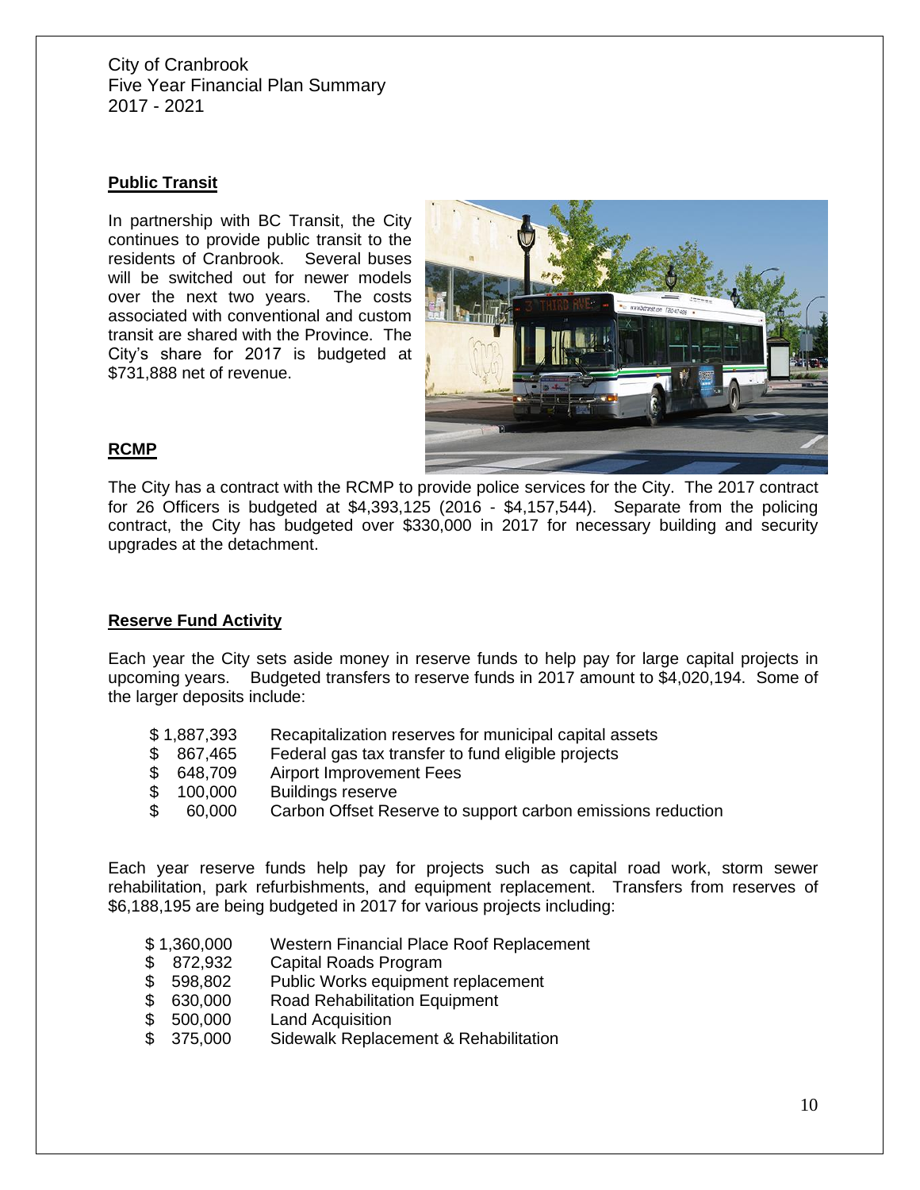City of Cranbrook
Five Year Financial Plan Summary
2017 - 2021

**Public Transit**

In partnership with BC Transit, the City continues to provide public transit to the residents of Cranbrook. Several buses will be switched out for newer models over the next two years. The costs associated with conventional and custom transit are shared with the Province. The City's share for 2017 is budgeted at $731,888 net of revenue.

**RCMP**

The City has a contract with the RCMP to provide police services for the City. The 2017 contract for 26 Officers is budgeted at $4,393,125 (2016 - $4,157,544). Separate from the policing contract, the City has budgeted over $330,000 in 2017 for necessary building and security upgrades at the detachment.

**Reserve Fund Activity**

Each year the City sets aside money in reserve funds to help pay for large capital projects in upcoming years. Budgeted transfers to reserve funds in 2017 amount to $4,020,194. Some of the larger deposits include:

| | |
|---|---|
| $ 1,887,393 | Recapitalization reserves for municipal capital assets |
| $ 867,465 | Federal gas tax transfer to fund eligible projects |
| $ 648,709 | Airport Improvement Fees |
| $ 100,000 | Buildings reserve |
| $ 60,000 | Carbon Offset Reserve to support carbon emissions reduction |

Each year reserve funds help pay for projects such as capital road work, storm sewer rehabilitation, park refurbishments, and equipment replacement. Transfers from reserves of $6,188,195 are being budgeted in 2017 for various projects including:

| | |
|---|---|
| $ 1,360,000 | Western Financial Place Roof Replacement |
| $ 872,932 | Capital Roads Program |
| $ 598,802 | Public Works equipment replacement |
| $ 630,000 | Road Rehabilitation Equipment |
| $ 500,000 | Land Acquisition |
| $ 375,000 | Sidewalk Replacement & Rehabilitation |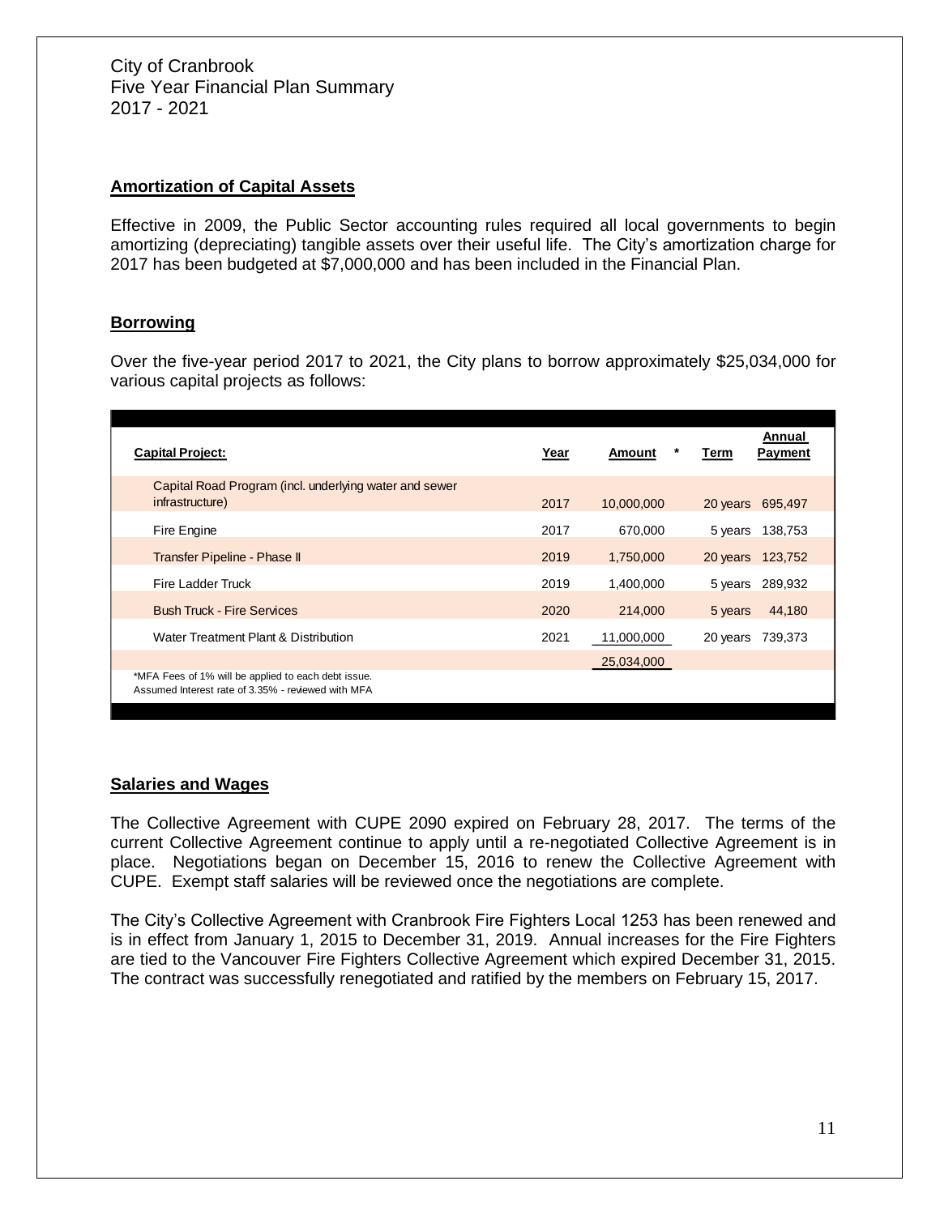City of Cranbrook
Five Year Financial Plan Summary
2017 - 2021

## Amortization of Capital Assets

Effective in 2009, the Public Sector accounting rules required all local governments to begin amortizing (depreciating) tangible assets over their useful life. The City's amortization charge for 2017 has been budgeted at $7,000,000 and has been included in the Financial Plan.

## Borrowing

Over the five-year period 2017 to 2021, the City plans to borrow approximately $25,034,000 for various capital projects as follows:

| Capital Project: | Year | Amount * | Term | Annual Payment |
|---|---|---|---|---|
| Capital Road Program (incl. underlying water and sewer infrastructure) | 2017 | 10,000,000 | 20 years | 695,497 |
| Fire Engine | 2017 | 670,000 | 5 years | 138,753 |
| Transfer Pipeline - Phase II | 2019 | 1,750,000 | 20 years | 123,752 |
| Fire Ladder Truck | 2019 | 1,400,000 | 5 years | 289,932 |
| Bush Truck - Fire Services | 2020 | 214,000 | 5 years | 44,180 |
| Water Treatment Plant & Distribution | 2021 | 11,000,000 | 20 years | 739,373 |
| | | 25,034,000 | | |

*MFA Fees of 1% will be applied to each debt issue.
Assumed Interest rate of 3.35% - reviewed with MFA

## Salaries and Wages

The Collective Agreement with CUPE 2090 expired on February 28, 2017. The terms of the current Collective Agreement continue to apply until a re-negotiated Collective Agreement is in place. Negotiations began on December 15, 2016 to renew the Collective Agreement with CUPE. Exempt staff salaries will be reviewed once the negotiations are complete.

The City's Collective Agreement with Cranbrook Fire Fighters Local 1253 has been renewed and is in effect from January 1, 2015 to December 31, 2019. Annual increases for the Fire Fighters are tied to the Vancouver Fire Fighters Collective Agreement which expired December 31, 2015. The contract was successfully renegotiated and ratified by the members on February 15, 2017.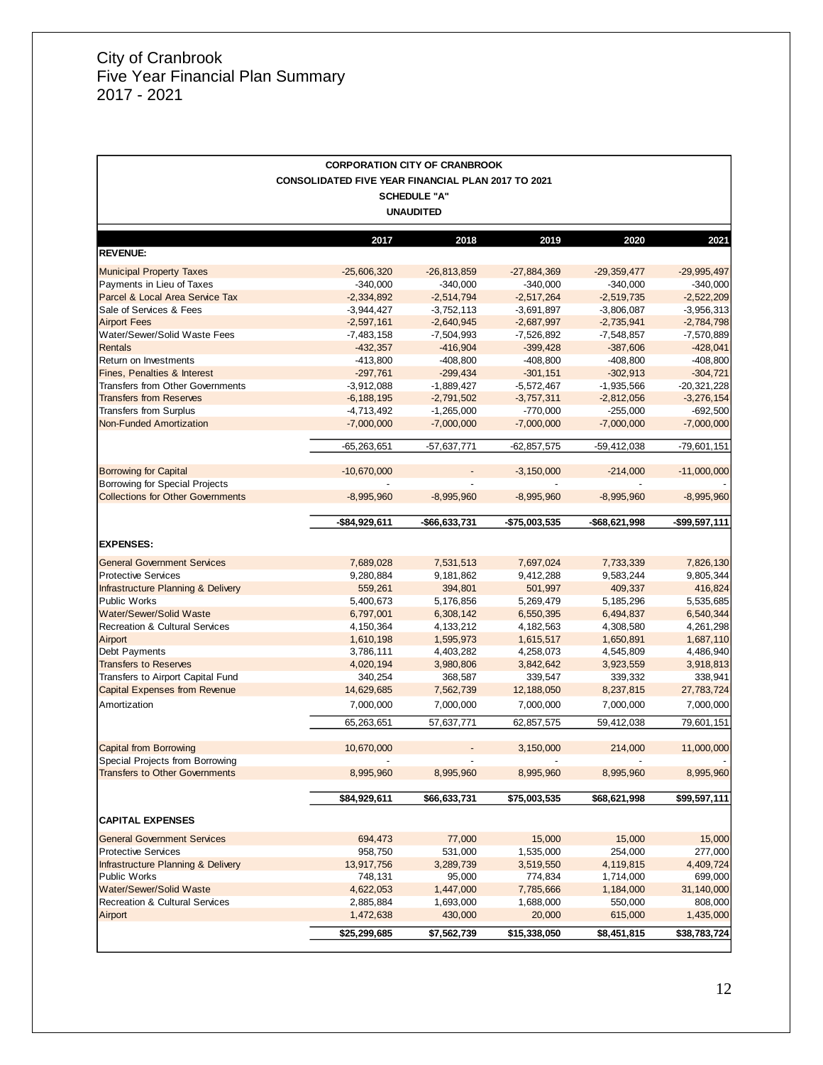# City of Cranbrook
# Five Year Financial Plan Summary
# 2017 - 2021

**CORPORATION CITY OF CRANBROOK**
**CONSOLIDATED FIVE YEAR FINANCIAL PLAN 2017 TO 2021**
**SCHEDULE "A"**
**UNAUDITED**

| | 2017 | 2018 | 2019 | 2020 | 2021 |
|---|---|---|---|---|---|
| **REVENUE:** | | | | | |
| Municipal Property Taxes | -25,606,320 | -26,813,859 | -27,884,369 | -29,359,477 | -29,995,497 |
| Payments in Lieu of Taxes | -340,000 | -340,000 | -340,000 | -340,000 | -340,000 |
| Parcel & Local Area Service Tax | -2,334,892 | -2,514,794 | -2,517,264 | -2,519,735 | -2,522,209 |
| Sale of Services & Fees | -3,944,427 | -3,752,113 | -3,691,897 | -3,806,087 | -3,956,313 |
| Airport Fees | -2,597,161 | -2,640,945 | -2,687,997 | -2,735,941 | -2,784,798 |
| Water/Sewer/Solid Waste Fees | -7,483,158 | -7,504,993 | -7,526,892 | -7,548,857 | -7,570,889 |
| Rentals | -432,357 | -416,904 | -399,428 | -387,606 | -428,041 |
| Return on Investments | -413,800 | -408,800 | -408,800 | -408,800 | -408,800 |
| Fines, Penalties & Interest | -297,761 | -299,434 | -301,151 | -302,913 | -304,721 |
| Transfers from Other Governments | -3,912,088 | -1,889,427 | -5,572,467 | -1,935,566 | -20,321,228 |
| Transfers from Reserves | -6,188,195 | -2,791,502 | -3,757,311 | -2,812,056 | -3,276,154 |
| Transfers from Surplus | -4,713,492 | -1,265,000 | -770,000 | -255,000 | -692,500 |
| Non-Funded Amortization | -7,000,000 | -7,000,000 | -7,000,000 | -7,000,000 | -7,000,000 |
| | -65,263,651 | -57,637,771 | -62,857,575 | -59,412,038 | -79,601,151 |
| Borrowing for Capital | -10,670,000 | - | -3,150,000 | -214,000 | -11,000,000 |
| Borrowing for Special Projects | - | - | - | - | - |
| Collections for Other Governments | -8,995,960 | -8,995,960 | -8,995,960 | -8,995,960 | -8,995,960 |
| | **-$84,929,611** | **-$66,633,731** | **-$75,003,535** | **-$68,621,998** | **-$99,597,111** |
| **EXPENSES:** | | | | | |
| General Government Services | 7,689,028 | 7,531,513 | 7,697,024 | 7,733,339 | 7,826,130 |
| Protective Services | 9,280,884 | 9,181,862 | 9,412,288 | 9,583,244 | 9,805,344 |
| Infrastructure Planning & Delivery | 559,261 | 394,801 | 501,997 | 409,337 | 416,824 |
| Public Works | 5,400,673 | 5,176,856 | 5,269,479 | 5,185,296 | 5,535,685 |
| Water/Sewer/Solid Waste | 6,797,001 | 6,308,142 | 6,550,395 | 6,494,837 | 6,540,344 |
| Recreation & Cultural Services | 4,150,364 | 4,133,212 | 4,182,563 | 4,308,580 | 4,261,298 |
| Airport | 1,610,198 | 1,595,973 | 1,615,517 | 1,650,891 | 1,687,110 |
| Debt Payments | 3,786,111 | 4,403,282 | 4,258,073 | 4,545,809 | 4,486,940 |
| Transfers to Reserves | 4,020,194 | 3,980,806 | 3,842,642 | 3,923,559 | 3,918,813 |
| Transfers to Airport Capital Fund | 340,254 | 368,587 | 339,547 | 339,332 | 338,941 |
| Capital Expenses from Revenue | 14,629,685 | 7,562,739 | 12,188,050 | 8,237,815 | 27,783,724 |
| Amortization | 7,000,000 | 7,000,000 | 7,000,000 | 7,000,000 | 7,000,000 |
| | 65,263,651 | 57,637,771 | 62,857,575 | 59,412,038 | 79,601,151 |
| Capital from Borrowing | 10,670,000 | - | 3,150,000 | 214,000 | 11,000,000 |
| Special Projects from Borrowing | - | - | - | - | - |
| Transfers to Other Governments | 8,995,960 | 8,995,960 | 8,995,960 | 8,995,960 | 8,995,960 |
| | **$84,929,611** | **$66,633,731** | **$75,003,535** | **$68,621,998** | **$99,597,111** |
| **CAPITAL EXPENSES** | | | | | |
| General Government Services | 694,473 | 77,000 | 15,000 | 15,000 | 15,000 |
| Protective Services | 958,750 | 531,000 | 1,535,000 | 254,000 | 277,000 |
| Infrastructure Planning & Delivery | 13,917,756 | 3,289,739 | 3,519,550 | 4,119,815 | 4,409,724 |
| Public Works | 748,131 | 95,000 | 774,834 | 1,714,000 | 699,000 |
| Water/Sewer/Solid Waste | 4,622,053 | 1,447,000 | 7,785,666 | 1,184,000 | 31,140,000 |
| Recreation & Cultural Services | 2,885,884 | 1,693,000 | 1,688,000 | 550,000 | 808,000 |
| Airport | 1,472,638 | 430,000 | 20,000 | 615,000 | 1,435,000 |
| | **$25,299,685** | **$7,562,739** | **$15,338,050** | **$8,451,815** | **$38,783,724** |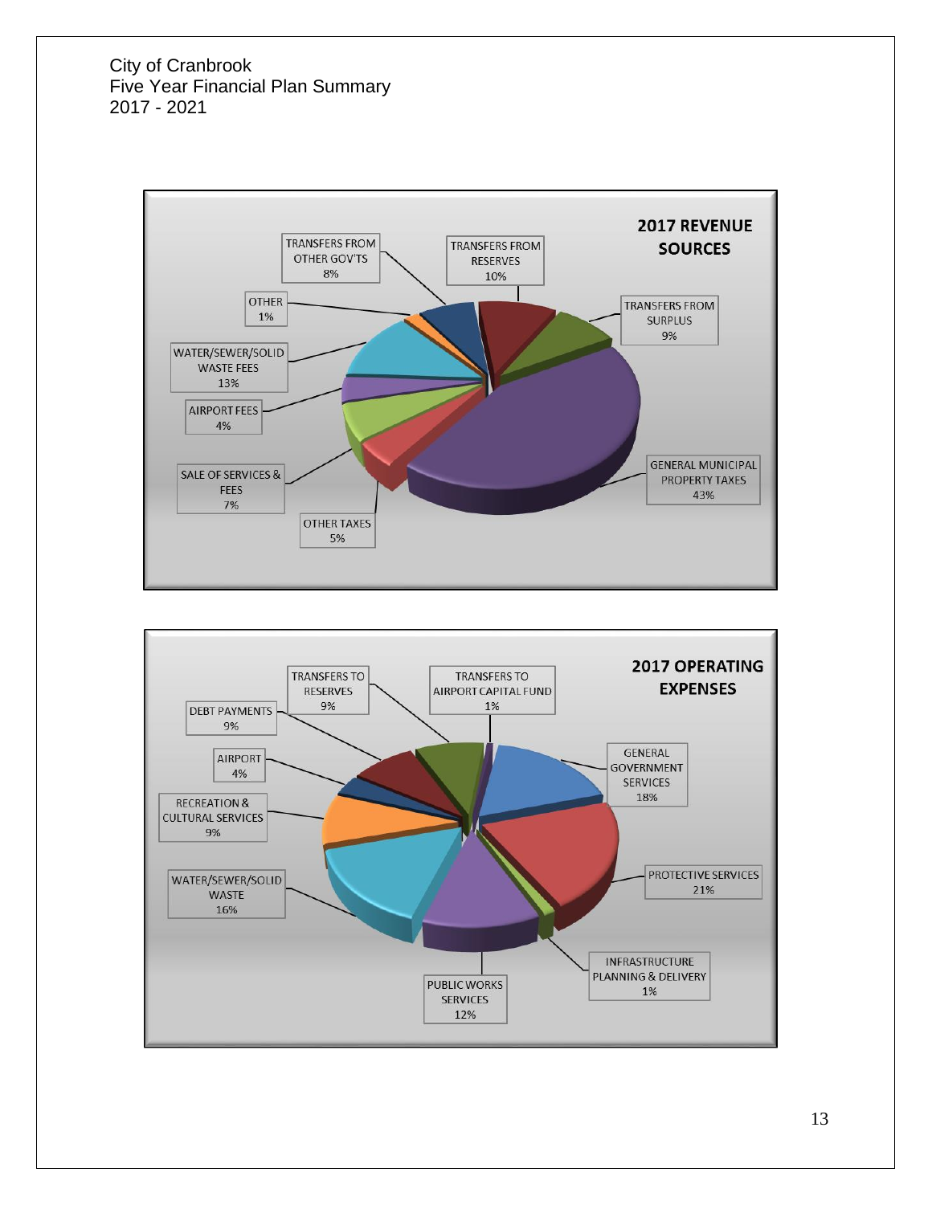City of Cranbrook
Five Year Financial Plan Summary
2017 - 2021

2017 REVENUE SOURCES

TRANSFERS FROM OTHER GOV'TS 8%

TRANSFERS FROM RESERVES 10%

OTHER 1%

TRANSFERS FROM SURPLUS 9%

WATER/SEWER/SOLID WASTE FEES 13%

AIRPORT FEES 4%

SALE OF SERVICES & FEES 7%

GENERAL MUNICIPAL PROPERTY TAXES 43%

OTHER TAXES 5%

2017 OPERATING EXPENSES

TRANSFERS TO RESERVES 9%

TRANSFERS TO AIRPORT CAPITAL FUND 1%

DEBT PAYMENTS 9%

AIRPORT 4%

GENERAL GOVERNMENT SERVICES 18%

RECREATION & CULTURAL SERVICES 9%

WATER/SEWER/SOLID WASTE 16%

PROTECTIVE SERVICES 21%

INFRASTRUCTURE PLANNING & DELIVERY 1%

PUBLIC WORKS SERVICES 12%